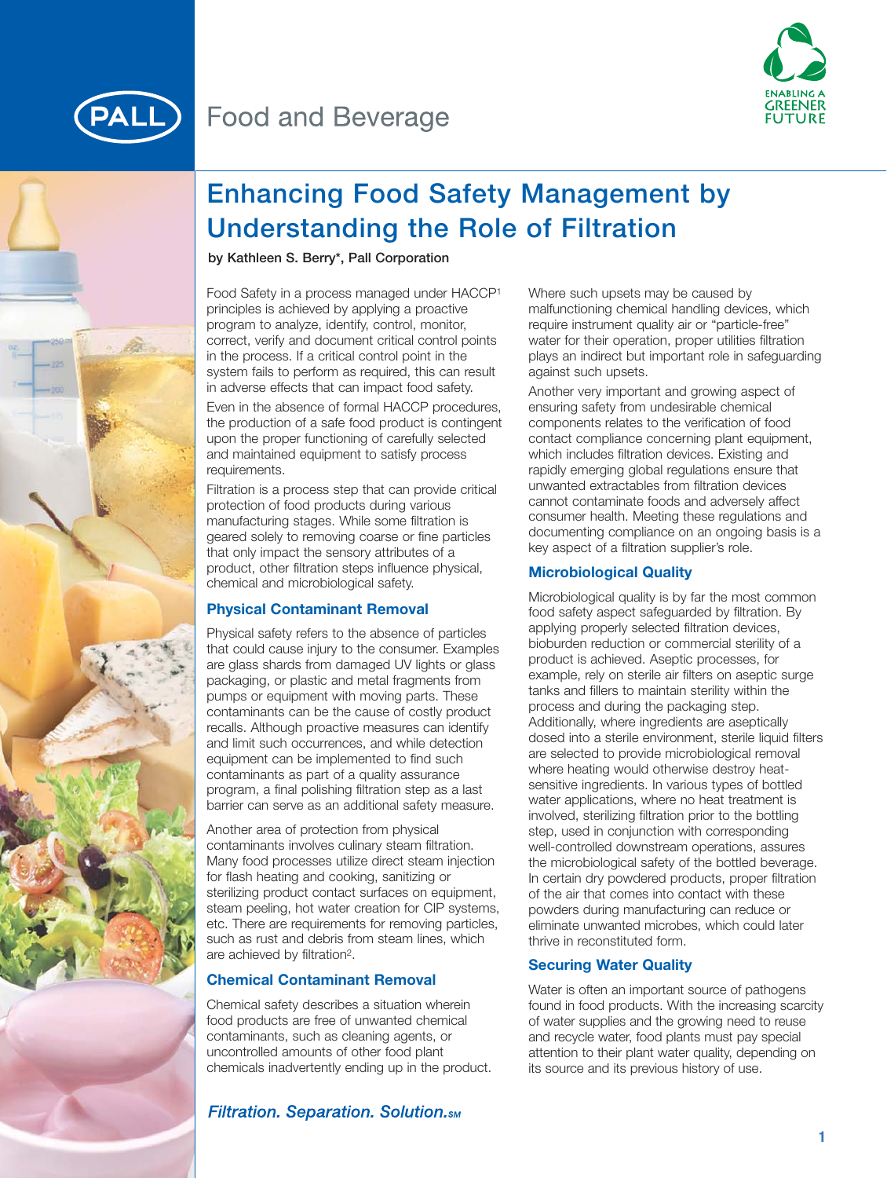# Food and Beverage

ENABLING A GREENER FUTURE

## Enhancing Food Safety Management by Understanding the Role of Filtration

**by Kathleen S. Berry*, Pall Corporation**

Food Safety in a process managed under HACCP[1] principles is achieved by applying a proactive program to analyze, identify, control, monitor, correct, verify and document critical control points in the process. If a critical control point in the system fails to perform as required, this can result in adverse effects that can impact food safety.

Even in the absence of formal HACCP procedures, the production of a safe food product is contingent upon the proper functioning of carefully selected and maintained equipment to satisfy process requirements.

Filtration is a process step that can provide critical protection of food products during various manufacturing stages. While some filtration is geared solely to removing coarse or fine particles that only impact the sensory attributes of a product, other filtration steps influence physical, chemical and microbiological safety.

### Physical Contaminant Removal

Physical safety refers to the absence of particles that could cause injury to the consumer. Examples are glass shards from damaged UV lights or glass packaging, or plastic and metal fragments from pumps or equipment with moving parts. These contaminants can be the cause of costly product recalls. Although proactive measures can identify and limit such occurrences, and while detection equipment can be implemented to find such contaminants as part of a quality assurance program, a final polishing filtration step as a last barrier can serve as an additional safety measure.

Another area of protection from physical contaminants involves culinary steam filtration. Many food processes utilize direct steam injection for flash heating and cooking, sanitizing or sterilizing product contact surfaces on equipment, steam peeling, hot water creation for CIP systems, etc. There are requirements for removing particles, such as rust and debris from steam lines, which are achieved by filtration[2].

### Chemical Contaminant Removal

Chemical safety describes a situation wherein food products are free of unwanted chemical contaminants, such as cleaning agents, or uncontrolled amounts of other food plant chemicals inadvertently ending up in the product. Where such upsets may be caused by malfunctioning chemical handling devices, which require instrument quality air or "particle-free" water for their operation, proper utilities filtration plays an indirect but important role in safeguarding against such upsets.

Another very important and growing aspect of ensuring safety from undesirable chemical components relates to the verification of food contact compliance concerning plant equipment, which includes filtration devices. Existing and rapidly emerging global regulations ensure that unwanted extractables from filtration devices cannot contaminate foods and adversely affect consumer health. Meeting these regulations and documenting compliance on an ongoing basis is a key aspect of a filtration supplier's role.

### Microbiological Quality

Microbiological quality is by far the most common food safety aspect safeguarded by filtration. By applying properly selected filtration devices, bioburden reduction or commercial sterility of a product is achieved. Aseptic processes, for example, rely on sterile air filters on aseptic surge tanks and fillers to maintain sterility within the process and during the packaging step. Additionally, where ingredients are aseptically dosed into a sterile environment, sterile liquid filters are selected to provide microbiological removal where heating would otherwise destroy heat-sensitive ingredients. In various types of bottled water applications, where no heat treatment is involved, sterilizing filtration prior to the bottling step, used in conjunction with corresponding well-controlled downstream operations, assures the microbiological safety of the bottled beverage. In certain dry powdered products, proper filtration of the air that comes into contact with these powders during manufacturing can reduce or eliminate unwanted microbes, which could later thrive in reconstituted form.

### Securing Water Quality

Water is often an important source of pathogens found in food products. With the increasing scarcity of water supplies and the growing need to reuse and recycle water, food plants must pay special attention to their plant water quality, depending on its source and its previous history of use.

*Filtration. Separation. Solution.SM*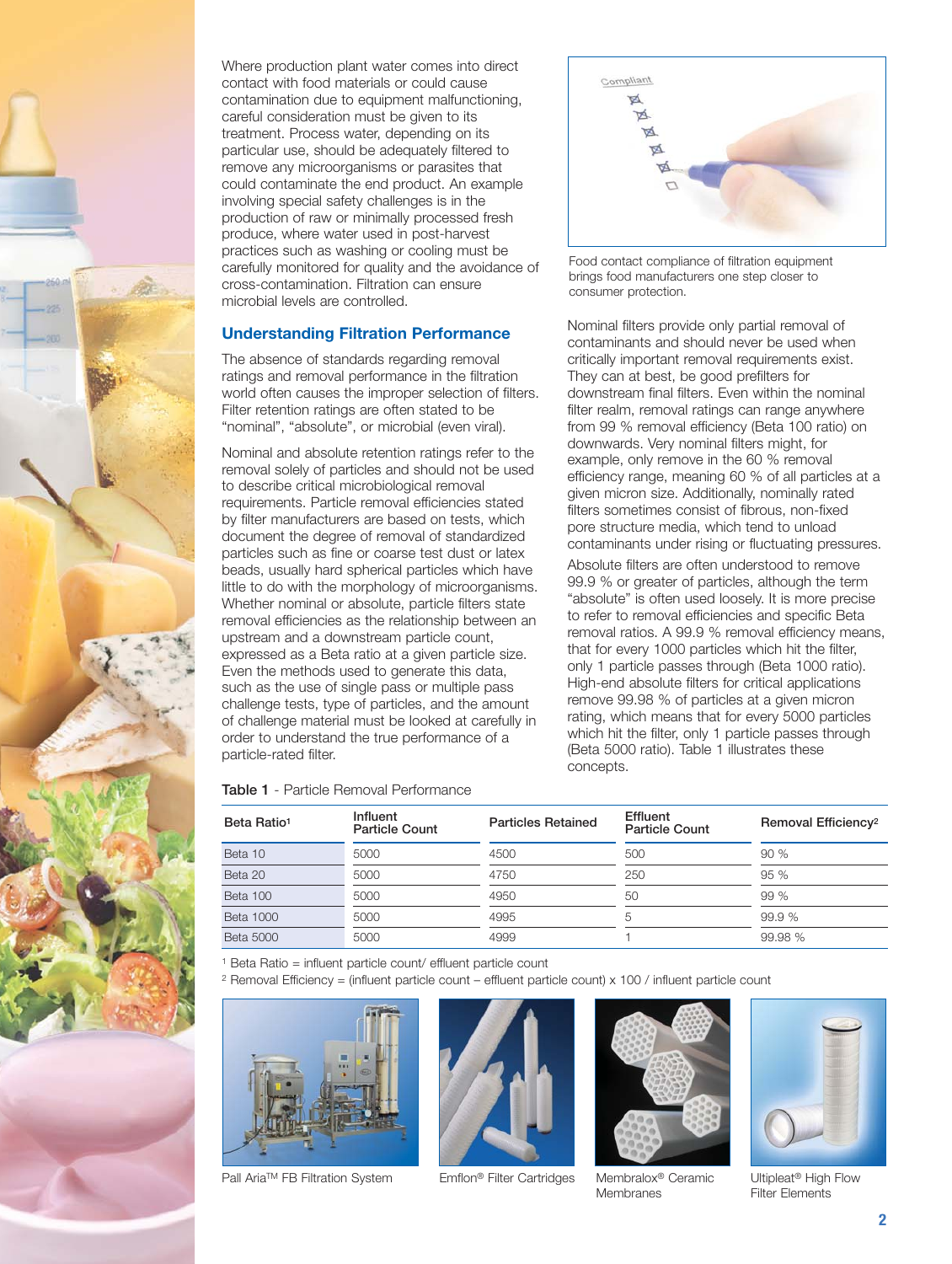Where production plant water comes into direct contact with food materials or could cause contamination due to equipment malfunctioning, careful consideration must be given to its treatment. Process water, depending on its particular use, should be adequately filtered to remove any microorganisms or parasites that could contaminate the end product. An example involving special safety challenges is in the production of raw or minimally processed fresh produce, where water used in post-harvest practices such as washing or cooling must be carefully monitored for quality and the avoidance of cross-contamination. Filtration can ensure microbial levels are controlled.

## Understanding Filtration Performance

The absence of standards regarding removal ratings and removal performance in the filtration world often causes the improper selection of filters. Filter retention ratings are often stated to be "nominal", "absolute", or microbial (even viral).

Nominal and absolute retention ratings refer to the removal solely of particles and should not be used to describe critical microbiological removal requirements. Particle removal efficiencies stated by filter manufacturers are based on tests, which document the degree of removal of standardized particles such as fine or coarse test dust or latex beads, usually hard spherical particles which have little to do with the morphology of microorganisms. Whether nominal or absolute, particle filters state removal efficiencies as the relationship between an upstream and a downstream particle count, expressed as a Beta ratio at a given particle size. Even the methods used to generate this data, such as the use of single pass or multiple pass challenge tests, type of particles, and the amount of challenge material must be looked at carefully in order to understand the true performance of a particle-rated filter.

Food contact compliance of filtration equipment brings food manufacturers one step closer to consumer protection.

Nominal filters provide only partial removal of contaminants and should never be used when critically important removal requirements exist. They can at best, be good prefilters for downstream final filters. Even within the nominal filter realm, removal ratings can range anywhere from 99 % removal efficiency (Beta 100 ratio) on downwards. Very nominal filters might, for example, only remove in the 60 % removal efficiency range, meaning 60 % of all particles at a given micron size. Additionally, nominally rated filters sometimes consist of fibrous, non-fixed pore structure media, which tend to unload contaminants under rising or fluctuating pressures.

Absolute filters are often understood to remove 99.9 % or greater of particles, although the term "absolute" is often used loosely. It is more precise to refer to removal efficiencies and specific Beta removal ratios. A 99.9 % removal efficiency means, that for every 1000 particles which hit the filter, only 1 particle passes through (Beta 1000 ratio). High-end absolute filters for critical applications remove 99.98 % of particles at a given micron rating, which means that for every 5000 particles which hit the filter, only 1 particle passes through (Beta 5000 ratio). Table 1 illustrates these concepts.

**Table 1** - Particle Removal Performance

| Beta Ratio[1] | Influent Particle Count | Particles Retained | Effluent Particle Count | Removal Efficiency[2] |
|---|---|---|---|---|
| Beta 10 | 5000 | 4500 | 500 | 90 % |
| Beta 20 | 5000 | 4750 | 250 | 95 % |
| Beta 100 | 5000 | 4950 | 50 | 99 % |
| Beta 1000 | 5000 | 4995 | 5 | 99.9 % |
| Beta 5000 | 5000 | 4999 | 1 | 99.98 % |

[1] Beta Ratio = influent particle count/ effluent particle count

[2] Removal Efficiency = (influent particle count – effluent particle count) x 100 / influent particle count

Pall Aria™ FB Filtration System

Emflon® Filter Cartridges

Membralox® Ceramic Membranes

Ultipleat® High Flow Filter Elements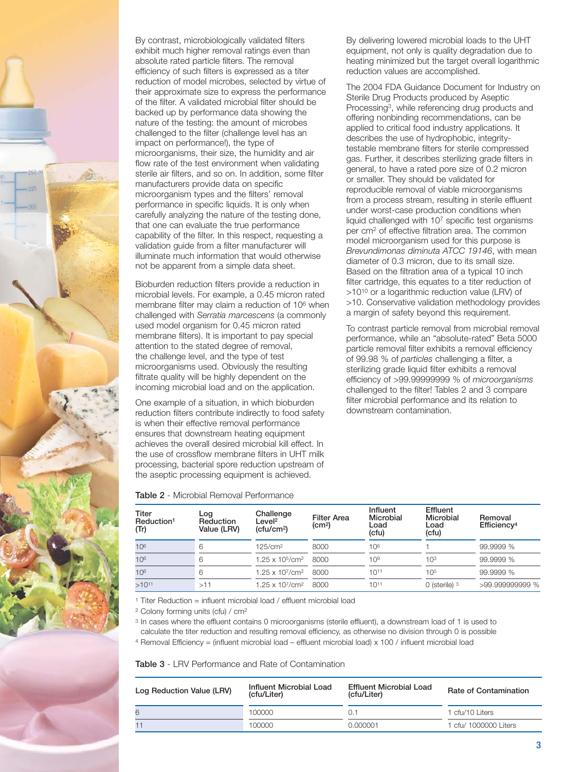By contrast, microbiologically validated filters exhibit much higher removal ratings even than absolute rated particle filters. The removal efficiency of such filters is expressed as a titer reduction of model microbes, selected by virtue of their approximate size to express the performance of the filter. A validated microbial filter should be backed up by performance data showing the nature of the testing: the amount of microbes challenged to the filter (challenge level has an impact on performance!), the type of microorganisms, their size, the humidity and air flow rate of the test environment when validating sterile air filters, and so on. In addition, some filter manufacturers provide data on specific microorganism types and the filters' removal performance in specific liquids. It is only when carefully analyzing the nature of the testing done, that one can evaluate the true performance capability of the filter. In this respect, requesting a validation guide from a filter manufacturer will illuminate much information that would otherwise not be apparent from a simple data sheet.

Bioburden reduction filters provide a reduction in microbial levels. For example, a 0.45 micron rated membrane filter may claim a reduction of $10^6$ when challenged with *Serratia marcescens* (a commonly used model organism for 0.45 micron rated membrane filters). It is important to pay special attention to the stated degree of removal, the challenge level, and the type of test microorganisms used. Obviously the resulting filtrate quality will be highly dependent on the incoming microbial load and on the application.

One example of a situation, in which bioburden reduction filters contribute indirectly to food safety is when their effective removal performance ensures that downstream heating equipment achieves the overall desired microbial kill effect. In the use of crossflow membrane filters in UHT milk processing, bacterial spore reduction upstream of the aseptic processing equipment is achieved.

By delivering lowered microbial loads to the UHT equipment, not only is quality degradation due to heating minimized but the target overall logarithmic reduction values are accomplished.

The 2004 FDA Guidance Document for Industry on Sterile Drug Products produced by Aseptic Processing[3], while referencing drug products and offering nonbinding recommendations, can be applied to critical food industry applications. It describes the use of hydrophobic, integrity-testable membrane filters for sterile compressed gas. Further, it describes sterilizing grade filters in general, to have a rated pore size of 0.2 micron or smaller. They should be validated for reproducible removal of viable microorganisms from a process stream, resulting in sterile effluent under worst-case production conditions when liquid challenged with $10^7$ specific test organisms per $cm^2$ of effective filtration area. The common model microorganism used for this purpose is *Brevundimonas diminuta ATCC 19146*, with mean diameter of 0.3 micron, due to its small size. Based on the filtration area of a typical 10 inch filter cartridge, this equates to a titer reduction of $>10^{10}$ or a logarithmic reduction value (LRV) of >10. Conservative validation methodology provides a margin of safety beyond this requirement.

To contrast particle removal from microbial removal performance, while an "absolute-rated" Beta 5000 particle removal filter exhibits a removal efficiency of 99.98 % of *particles* challenging a filter, a sterilizing grade liquid filter exhibits a removal efficiency of >99.99999999 % of *microorganisms* challenged to the filter! Tables 2 and 3 compare filter microbial performance and its relation to downstream contamination.

**Table 2** - Microbial Removal Performance

| Titer Reduction[1] (Tr) | Log Reduction Value (LRV) | Challenge Level[2] (cfu/cm²) | Filter Area (cm²) | Influent Microbial Load (cfu) | Effluent Microbial Load (cfu) | Removal Efficiency[4] |
|---|---|---|---|---|---|---|
| $10^6$ | 6 | 125/cm² | 8000 | $10^6$ | 1 | 99.9999 % |
| $10^6$ | 6 | $1.25 \times 10^5$/cm² | 8000 | $10^9$ | $10^3$ | 99.9999 % |
| $10^6$ | 6 | $1.25 \times 10^7$/cm² | 8000 | $10^{11}$ | $10^5$ | 99.9999 % |
| $>10^{11}$ | >11 | $1.25 \times 10^7$/cm² | 8000 | $10^{11}$ | 0 (sterile) [3] | >99.999999999 % |

[1] Titer Reduction = influent microbial load / effluent microbial load

[2] Colony forming units (cfu) / cm²

[3] In cases where the effluent contains 0 microorganisms (sterile effluent), a downstream load of 1 is used to calculate the titer reduction and resulting removal efficiency, as otherwise no division through 0 is possible

[4] Removal Efficiency = (influent microbial load – effluent microbial load) x 100 / influent microbial load

**Table 3** - LRV Performance and Rate of Contamination

| Log Reduction Value (LRV) | Influent Microbial Load (cfu/Liter) | Effluent Microbial Load (cfu/Liter) | Rate of Contamination |
|---|---|---|---|
| 6 | 100000 | 0.1 | 1 cfu/10 Liters |
| 11 | 100000 | 0.000001 | 1 cfu/ 1000000 Liters |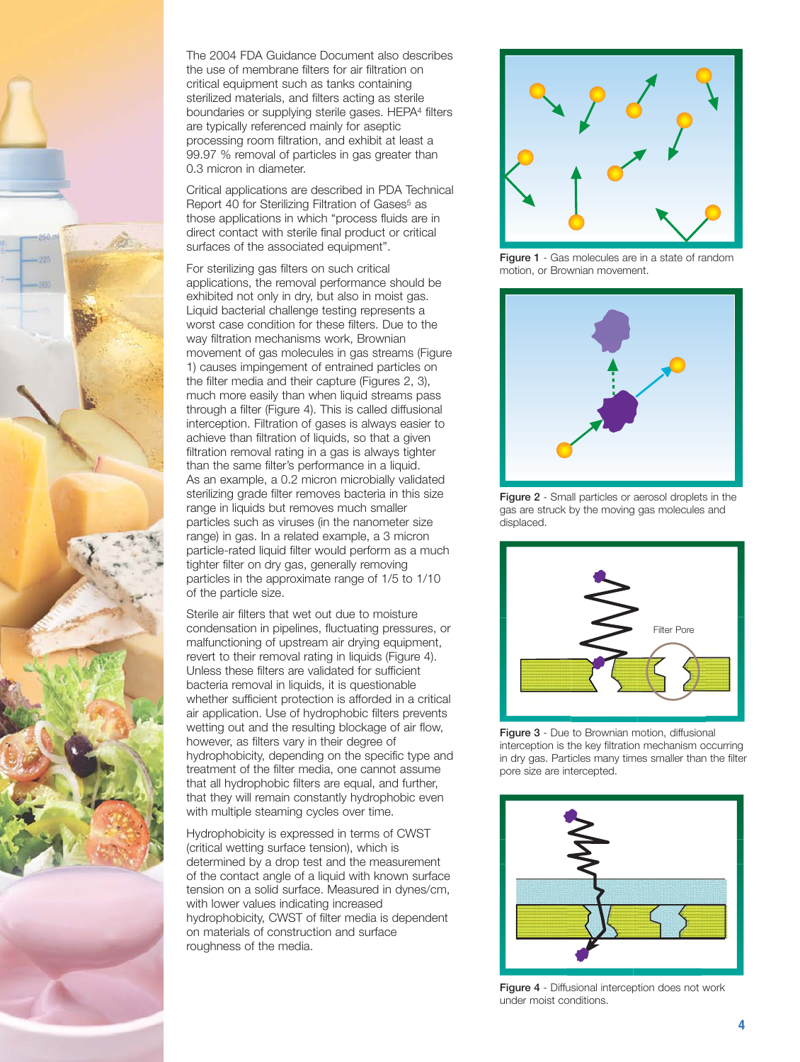The 2004 FDA Guidance Document also describes the use of membrane filters for air filtration on critical equipment such as tanks containing sterilized materials, and filters acting as sterile boundaries or supplying sterile gases. HEPA[4] filters are typically referenced mainly for aseptic processing room filtration, and exhibit at least a 99.97 % removal of particles in gas greater than 0.3 micron in diameter.

Critical applications are described in PDA Technical Report 40 for Sterilizing Filtration of Gases[5] as those applications in which "process fluids are in direct contact with sterile final product or critical surfaces of the associated equipment".

For sterilizing gas filters on such critical applications, the removal performance should be exhibited not only in dry, but also in moist gas. Liquid bacterial challenge testing represents a worst case condition for these filters. Due to the way filtration mechanisms work, Brownian movement of gas molecules in gas streams (Figure 1) causes impingement of entrained particles on the filter media and their capture (Figures 2, 3), much more easily than when liquid streams pass through a filter (Figure 4). This is called diffusional interception. Filtration of gases is always easier to achieve than filtration of liquids, so that a given filtration removal rating in a gas is always tighter than the same filter's performance in a liquid. As an example, a 0.2 micron microbially validated sterilizing grade filter removes bacteria in this size range in liquids but removes much smaller particles such as viruses (in the nanometer size range) in gas. In a related example, a 3 micron particle-rated liquid filter would perform as a much tighter filter on dry gas, generally removing particles in the approximate range of 1/5 to 1/10 of the particle size.

Sterile air filters that wet out due to moisture condensation in pipelines, fluctuating pressures, or malfunctioning of upstream air drying equipment, revert to their removal rating in liquids (Figure 4). Unless these filters are validated for sufficient bacteria removal in liquids, it is questionable whether sufficient protection is afforded in a critical air application. Use of hydrophobic filters prevents wetting out and the resulting blockage of air flow, however, as filters vary in their degree of hydrophobicity, depending on the specific type and treatment of the filter media, one cannot assume that all hydrophobic filters are equal, and further, that they will remain constantly hydrophobic even with multiple steaming cycles over time.

Hydrophobicity is expressed in terms of CWST (critical wetting surface tension), which is determined by a drop test and the measurement of the contact angle of a liquid with known surface tension on a solid surface. Measured in dynes/cm, with lower values indicating increased hydrophobicity, CWST of filter media is dependent on materials of construction and surface roughness of the media.

**Figure 1** - Gas molecules are in a state of random motion, or Brownian movement.

**Figure 2** - Small particles or aerosol droplets in the gas are struck by the moving gas molecules and displaced.

Filter Pore

**Figure 3** - Due to Brownian motion, diffusional interception is the key filtration mechanism occurring in dry gas. Particles many times smaller than the filter pore size are intercepted.

**Figure 4** - Diffusional interception does not work under moist conditions.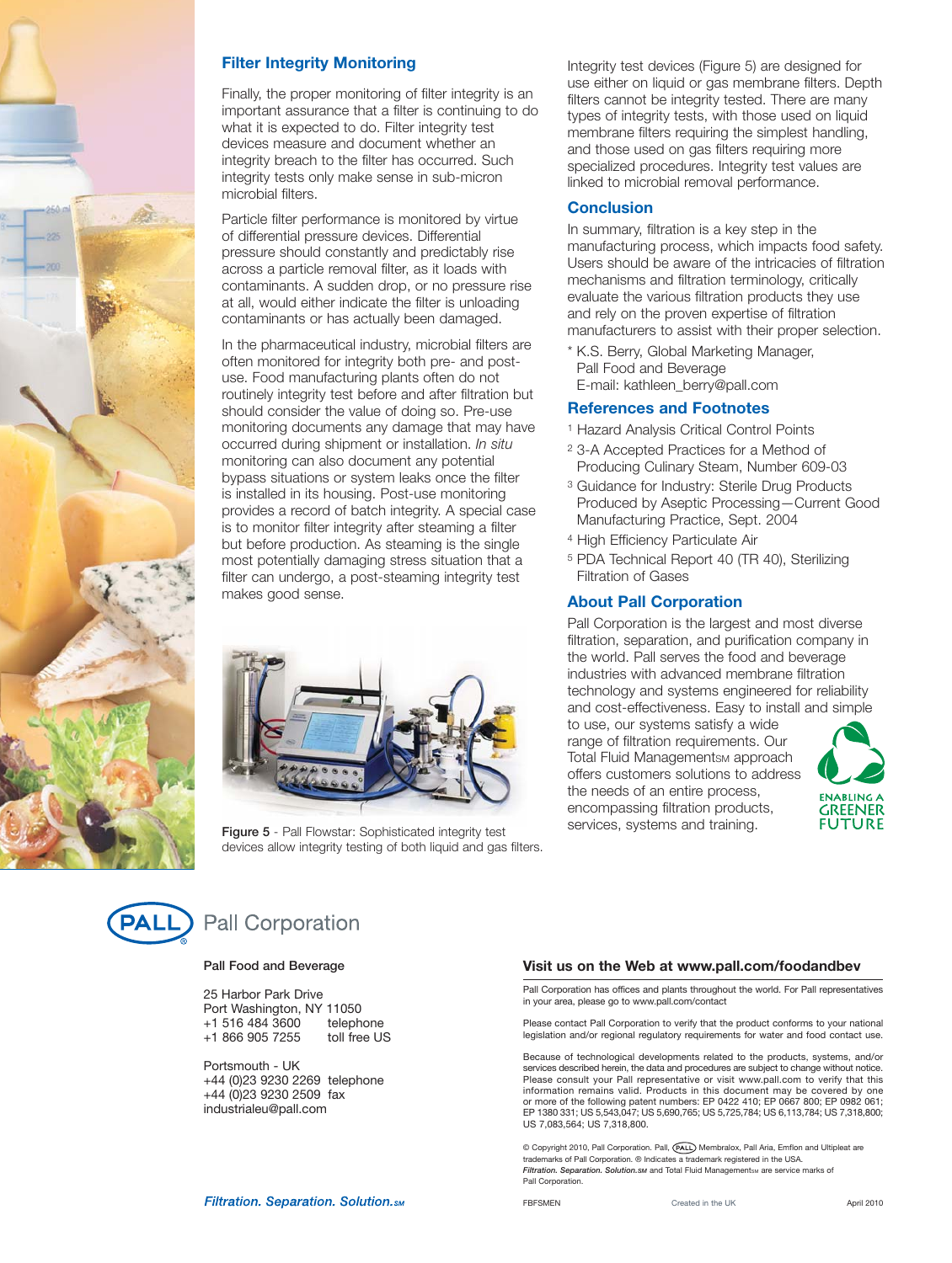## Filter Integrity Monitoring

Finally, the proper monitoring of filter integrity is an important assurance that a filter is continuing to do what it is expected to do. Filter integrity test devices measure and document whether an integrity breach to the filter has occurred. Such integrity tests only make sense in sub-micron microbial filters.

Particle filter performance is monitored by virtue of differential pressure devices. Differential pressure should constantly and predictably rise across a particle removal filter, as it loads with contaminants. A sudden drop, or no pressure rise at all, would either indicate the filter is unloading contaminants or has actually been damaged.

In the pharmaceutical industry, microbial filters are often monitored for integrity both pre- and post-use. Food manufacturing plants often do not routinely integrity test before and after filtration but should consider the value of doing so. Pre-use monitoring documents any damage that may have occurred during shipment or installation. *In situ* monitoring can also document any potential bypass situations or system leaks once the filter is installed in its housing. Post-use monitoring provides a record of batch integrity. A special case is to monitor filter integrity after steaming a filter but before production. As steaming is the single most potentially damaging stress situation that a filter can undergo, a post-steaming integrity test makes good sense.

**Figure 5** - Pall Flowstar: Sophisticated integrity test devices allow integrity testing of both liquid and gas filters.

Integrity test devices (Figure 5) are designed for use either on liquid or gas membrane filters. Depth filters cannot be integrity tested. There are many types of integrity tests, with those used on liquid membrane filters requiring the simplest handling, and those used on gas filters requiring more specialized procedures. Integrity test values are linked to microbial removal performance.

## Conclusion

In summary, filtration is a key step in the manufacturing process, which impacts food safety. Users should be aware of the intricacies of filtration mechanisms and filtration terminology, critically evaluate the various filtration products they use and rely on the proven expertise of filtration manufacturers to assist with their proper selection.

\* K.S. Berry, Global Marketing Manager,
Pall Food and Beverage
E-mail: kathleen_berry@pall.com

## References and Footnotes

1. Hazard Analysis Critical Control Points
2. 3-A Accepted Practices for a Method of Producing Culinary Steam, Number 609-03
3. Guidance for Industry: Sterile Drug Products Produced by Aseptic Processing—Current Good Manufacturing Practice, Sept. 2004
4. High Efficiency Particulate Air
5. PDA Technical Report 40 (TR 40), Sterilizing Filtration of Gases

## About Pall Corporation

Pall Corporation is the largest and most diverse filtration, separation, and purification company in the world. Pall serves the food and beverage industries with advanced membrane filtration technology and systems engineered for reliability and cost-effectiveness. Easy to install and simple to use, our systems satisfy a wide range of filtration requirements. Our Total Fluid Management℠ approach offers customers solutions to address the needs of an entire process, encompassing filtration products, services, systems and training.

ENABLING A GREENER FUTURE

# Pall Corporation

**Pall Food and Beverage**

25 Harbor Park Drive
Port Washington, NY 11050
+1 516 484 3600 telephone
+1 866 905 7255 toll free US

Portsmouth - UK
+44 (0)23 9230 2269 telephone
+44 (0)23 9230 2509 fax
industrialeu@pall.com

**Visit us on the Web at www.pall.com/foodandbev**

Pall Corporation has offices and plants throughout the world. For Pall representatives in your area, please go to www.pall.com/contact

Please contact Pall Corporation to verify that the product conforms to your national legislation and/or regional regulatory requirements for water and food contact use.

Because of technological developments related to the products, systems, and/or services described herein, the data and procedures are subject to change without notice. Please consult your Pall representative or visit www.pall.com to verify that this information remains valid. Products in this document may be covered by one or more of the following patent numbers: EP 0422 410; EP 0667 800; EP 0982 061; EP 1380 331; US 5,543,047; US 5,690,765; US 5,725,784; US 6,113,784; US 7,318,800; US 7,083,564; US 7,318,800.

© Copyright 2010, Pall Corporation. Pall, (PALL) Membralox, Pall Aria, Emflon and Ultipleat are trademarks of Pall Corporation. ® Indicates a trademark registered in the USA. *Filtration. Separation. Solution.*℠ and Total Fluid Management℠ are service marks of Pall Corporation.

*Filtration. Separation. Solution.*℠

FBFSMEN Created in the UK April 2010